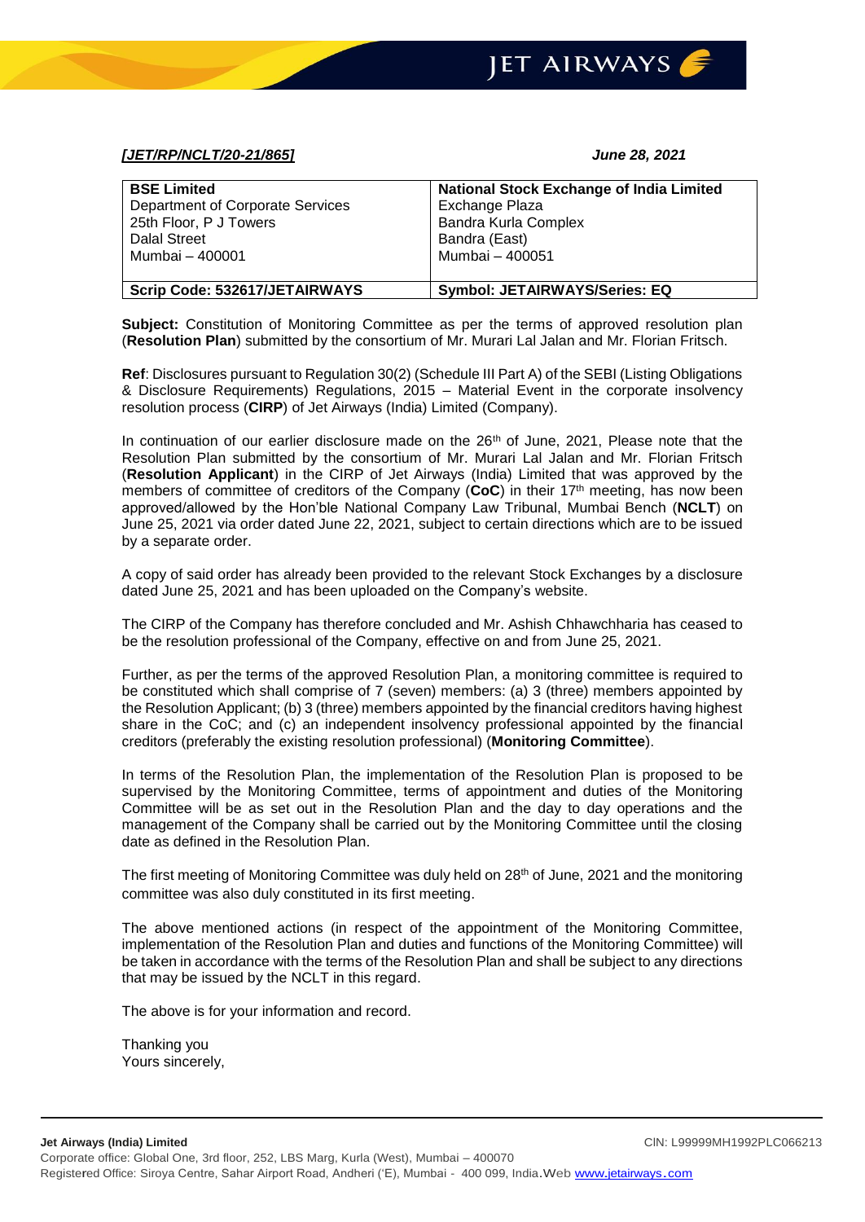***[JET/RP/NCLT/20-21/865]*** ***June 28, 2021***

| **BSE Limited**<br>Department of Corporate Services<br>25th Floor, P J Towers<br>Dalal Street<br>Mumbai – 400001 | **National Stock Exchange of India Limited**<br>Exchange Plaza<br>Bandra Kurla Complex<br>Bandra (East)<br>Mumbai – 400051 |
|---|---|
| **Scrip Code: 532617/JETAIRWAYS** | **Symbol: JETAIRWAYS/Series: EQ** |

**Subject:** Constitution of Monitoring Committee as per the terms of approved resolution plan (**Resolution Plan**) submitted by the consortium of Mr. Murari Lal Jalan and Mr. Florian Fritsch.

**Ref**: Disclosures pursuant to Regulation 30(2) (Schedule III Part A) of the SEBI (Listing Obligations & Disclosure Requirements) Regulations, 2015 – Material Event in the corporate insolvency resolution process (**CIRP**) of Jet Airways (India) Limited (Company).

In continuation of our earlier disclosure made on the 26th of June, 2021, Please note that the Resolution Plan submitted by the consortium of Mr. Murari Lal Jalan and Mr. Florian Fritsch (**Resolution Applicant**) in the CIRP of Jet Airways (India) Limited that was approved by the members of committee of creditors of the Company (**CoC**) in their 17th meeting, has now been approved/allowed by the Hon'ble National Company Law Tribunal, Mumbai Bench (**NCLT**) on June 25, 2021 via order dated June 22, 2021, subject to certain directions which are to be issued by a separate order.

A copy of said order has already been provided to the relevant Stock Exchanges by a disclosure dated June 25, 2021 and has been uploaded on the Company's website.

The CIRP of the Company has therefore concluded and Mr. Ashish Chhawchharia has ceased to be the resolution professional of the Company, effective on and from June 25, 2021.

Further, as per the terms of the approved Resolution Plan, a monitoring committee is required to be constituted which shall comprise of 7 (seven) members: (a) 3 (three) members appointed by the Resolution Applicant; (b) 3 (three) members appointed by the financial creditors having highest share in the CoC; and (c) an independent insolvency professional appointed by the financial creditors (preferably the existing resolution professional) (**Monitoring Committee**).

In terms of the Resolution Plan, the implementation of the Resolution Plan is proposed to be supervised by the Monitoring Committee, terms of appointment and duties of the Monitoring Committee will be as set out in the Resolution Plan and the day to day operations and the management of the Company shall be carried out by the Monitoring Committee until the closing date as defined in the Resolution Plan.

The first meeting of Monitoring Committee was duly held on 28th of June, 2021 and the monitoring committee was also duly constituted in its first meeting.

The above mentioned actions (in respect of the appointment of the Monitoring Committee, implementation of the Resolution Plan and duties and functions of the Monitoring Committee) will be taken in accordance with the terms of the Resolution Plan and shall be subject to any directions that may be issued by the NCLT in this regard.

The above is for your information and record.

Thanking you
Yours sincerely,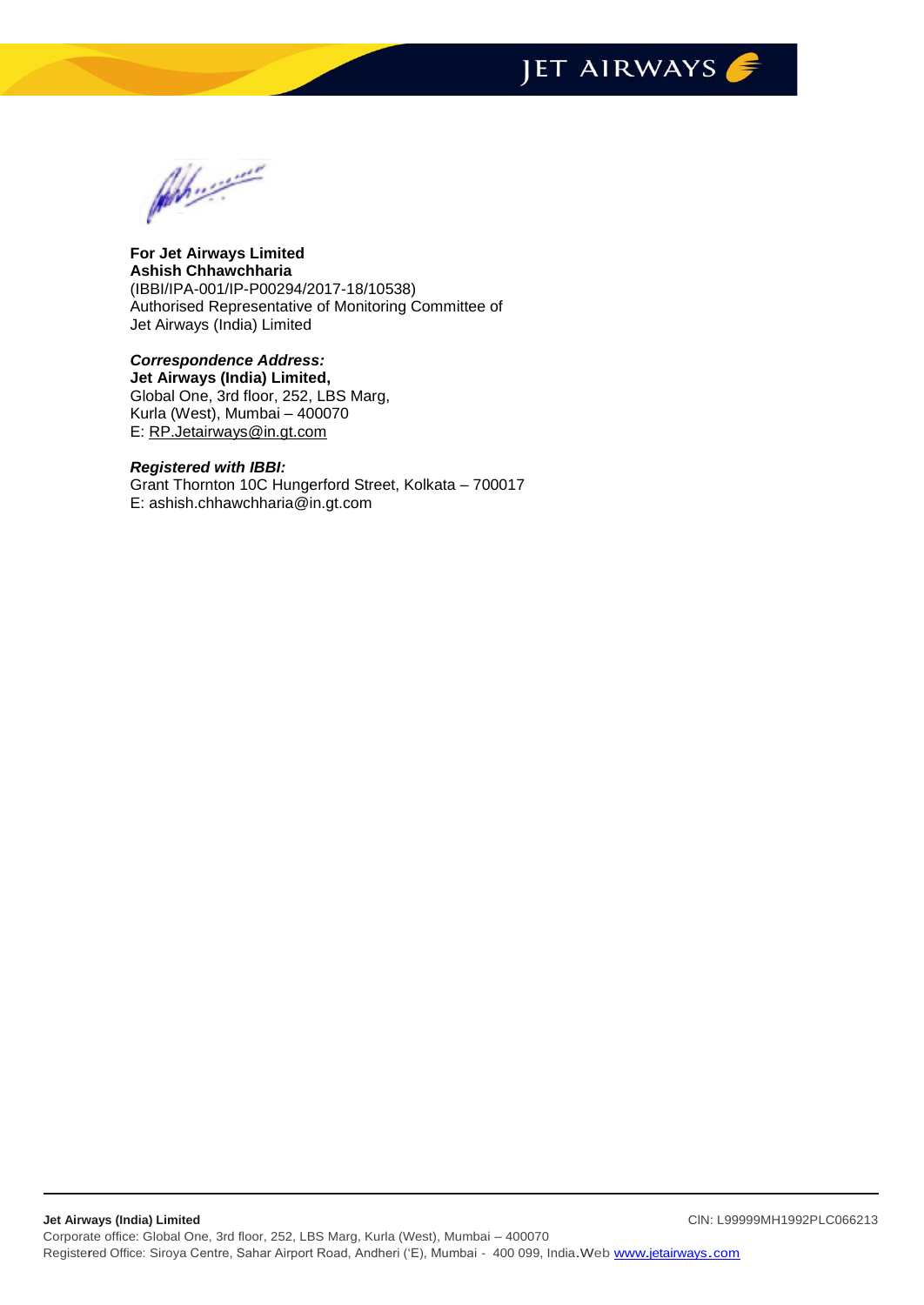**For Jet Airways Limited**
**Ashish Chhawchharia**
(IBBI/IPA-001/IP-P00294/2017-18/10538)
Authorised Representative of Monitoring Committee of
Jet Airways (India) Limited

***Correspondence Address:***
**Jet Airways (India) Limited,**
Global One, 3rd floor, 252, LBS Marg,
Kurla (West), Mumbai – 400070
E: RP.Jetairways@in.gt.com

***Registered with IBBI:***
Grant Thornton 10C Hungerford Street, Kolkata – 700017
E: ashish.chhawchharia@in.gt.com